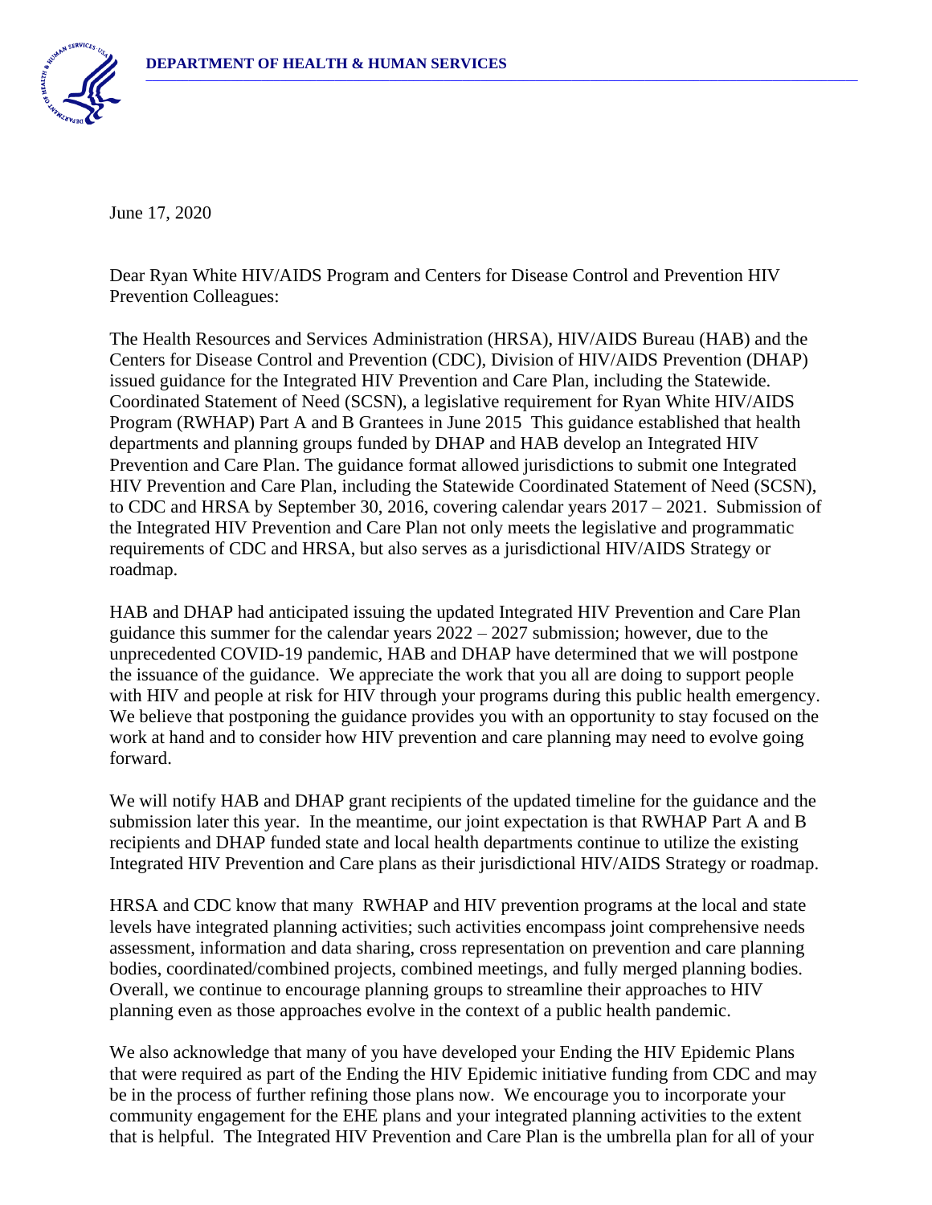**DEPARTMENT OF HEALTH & HUMAN SERVICES**

June 17, 2020

Dear Ryan White HIV/AIDS Program and Centers for Disease Control and Prevention HIV Prevention Colleagues:

The Health Resources and Services Administration (HRSA), HIV/AIDS Bureau (HAB) and the Centers for Disease Control and Prevention (CDC), Division of HIV/AIDS Prevention (DHAP) issued guidance for the Integrated HIV Prevention and Care Plan, including the Statewide. Coordinated Statement of Need (SCSN), a legislative requirement for Ryan White HIV/AIDS Program (RWHAP) Part A and B Grantees in June 2015 This guidance established that health departments and planning groups funded by DHAP and HAB develop an Integrated HIV Prevention and Care Plan. The guidance format allowed jurisdictions to submit one Integrated HIV Prevention and Care Plan, including the Statewide Coordinated Statement of Need (SCSN), to CDC and HRSA by September 30, 2016, covering calendar years 2017 – 2021. Submission of the Integrated HIV Prevention and Care Plan not only meets the legislative and programmatic requirements of CDC and HRSA, but also serves as a jurisdictional HIV/AIDS Strategy or roadmap.

HAB and DHAP had anticipated issuing the updated Integrated HIV Prevention and Care Plan guidance this summer for the calendar years 2022 – 2027 submission; however, due to the unprecedented COVID-19 pandemic, HAB and DHAP have determined that we will postpone the issuance of the guidance. We appreciate the work that you all are doing to support people with HIV and people at risk for HIV through your programs during this public health emergency. We believe that postponing the guidance provides you with an opportunity to stay focused on the work at hand and to consider how HIV prevention and care planning may need to evolve going forward.

We will notify HAB and DHAP grant recipients of the updated timeline for the guidance and the submission later this year. In the meantime, our joint expectation is that RWHAP Part A and B recipients and DHAP funded state and local health departments continue to utilize the existing Integrated HIV Prevention and Care plans as their jurisdictional HIV/AIDS Strategy or roadmap.

HRSA and CDC know that many RWHAP and HIV prevention programs at the local and state levels have integrated planning activities; such activities encompass joint comprehensive needs assessment, information and data sharing, cross representation on prevention and care planning bodies, coordinated/combined projects, combined meetings, and fully merged planning bodies. Overall, we continue to encourage planning groups to streamline their approaches to HIV planning even as those approaches evolve in the context of a public health pandemic.

We also acknowledge that many of you have developed your Ending the HIV Epidemic Plans that were required as part of the Ending the HIV Epidemic initiative funding from CDC and may be in the process of further refining those plans now. We encourage you to incorporate your community engagement for the EHE plans and your integrated planning activities to the extent that is helpful. The Integrated HIV Prevention and Care Plan is the umbrella plan for all of your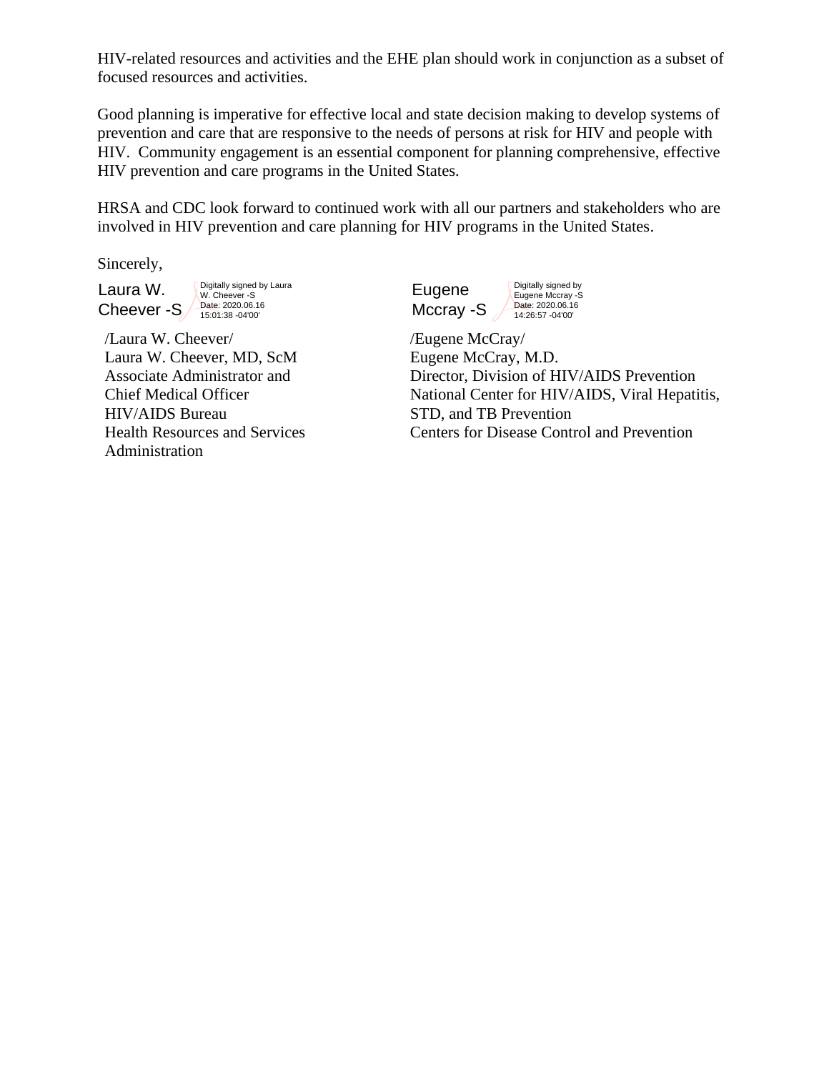HIV-related resources and activities and the EHE plan should work in conjunction as a subset of focused resources and activities.

Good planning is imperative for effective local and state decision making to develop systems of prevention and care that are responsive to the needs of persons at risk for HIV and people with HIV. Community engagement is an essential component for planning comprehensive, effective HIV prevention and care programs in the United States.

HRSA and CDC look forward to continued work with all our partners and stakeholders who are involved in HIV prevention and care planning for HIV programs in the United States.

Sincerely,

Laura W. Cheever -S
Digitally signed by Laura W. Cheever -S
Date: 2020.06.16 15:01:38 -04'00'

/Laura W. Cheever/
Laura W. Cheever, MD, ScM
Associate Administrator and Chief Medical Officer
HIV/AIDS Bureau
Health Resources and Services Administration

Eugene Mccray -S
Digitally signed by Eugene Mccray -S
Date: 2020.06.16 14:26:57 -04'00'

/Eugene McCray/
Eugene McCray, M.D.
Director, Division of HIV/AIDS Prevention
National Center for HIV/AIDS, Viral Hepatitis, STD, and TB Prevention
Centers for Disease Control and Prevention